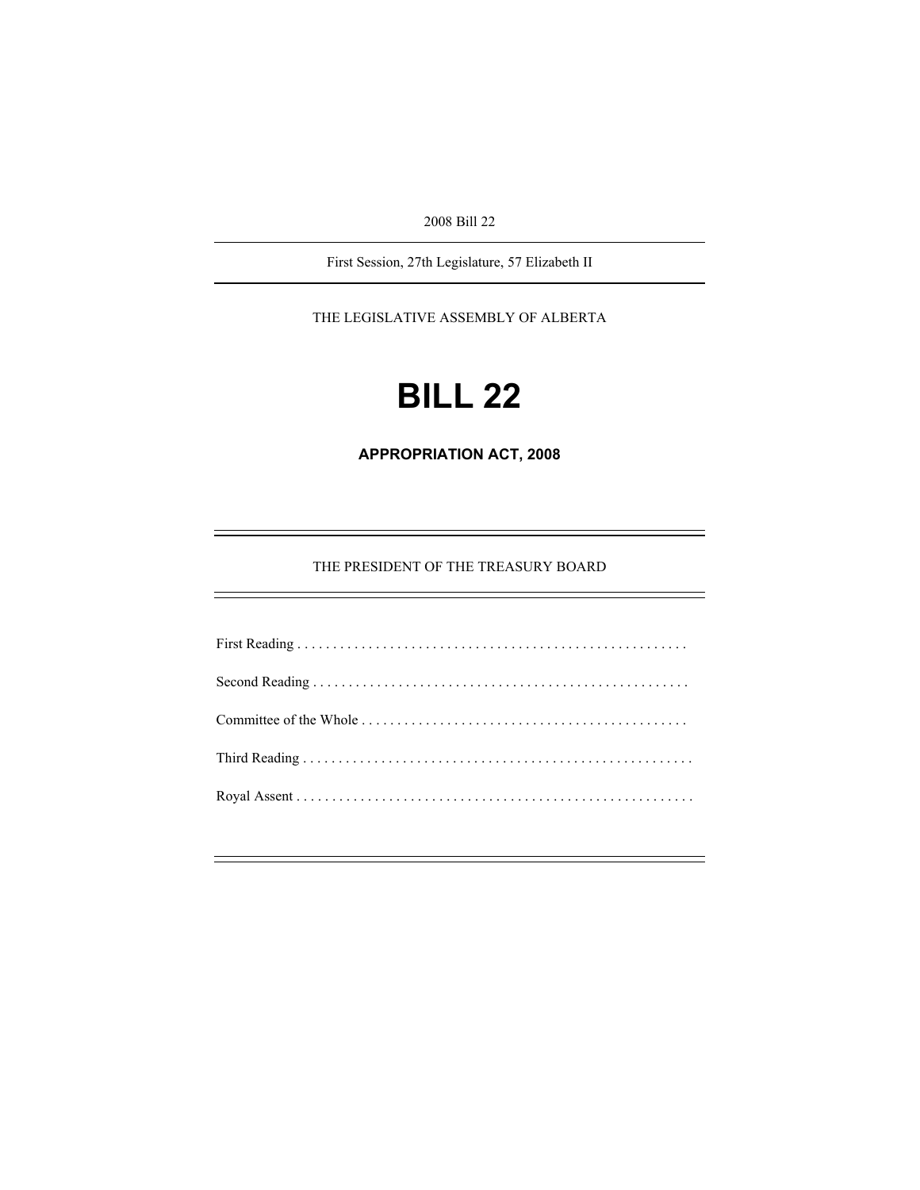2008 Bill 22

First Session, 27th Legislature, 57 Elizabeth II

THE LEGISLATIVE ASSEMBLY OF ALBERTA

# BILL 22

## APPROPRIATION ACT, 2008

THE PRESIDENT OF THE TREASURY BOARD

First Reading . . . . . . . . . . . . . . . . . . . . . . . . . . . . . . . . . . . . . . . . . . . . . . . . . . . . . .

Second Reading . . . . . . . . . . . . . . . . . . . . . . . . . . . . . . . . . . . . . . . . . . . . . . . . . . . .

Committee of the Whole . . . . . . . . . . . . . . . . . . . . . . . . . . . . . . . . . . . . . . . . . . . . .

Third Reading . . . . . . . . . . . . . . . . . . . . . . . . . . . . . . . . . . . . . . . . . . . . . . . . . . . . . .

Royal Assent . . . . . . . . . . . . . . . . . . . . . . . . . . . . . . . . . . . . . . . . . . . . . . . . . . . . . . .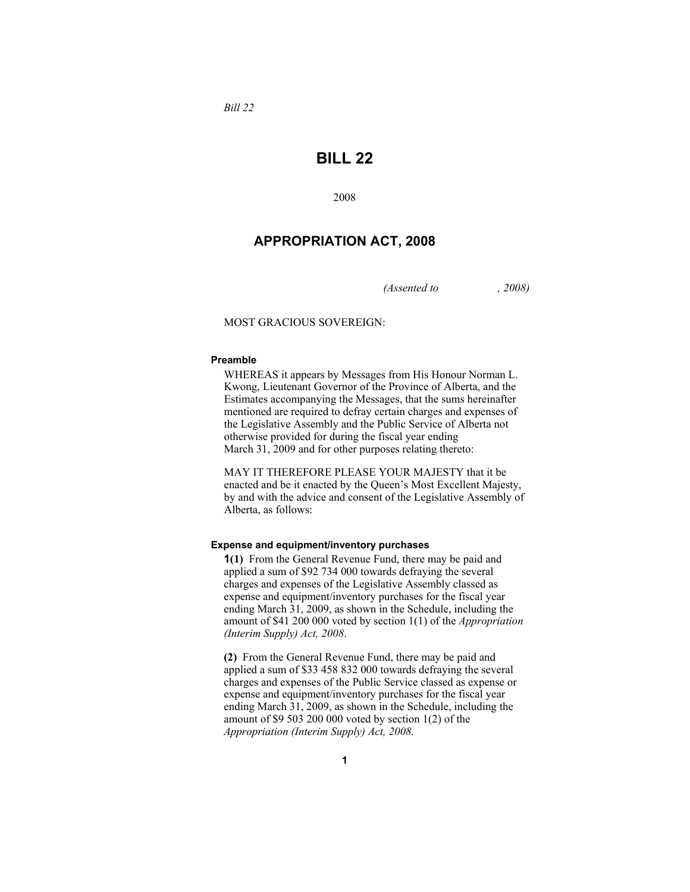*Bill 22*

# BILL 22

2008

## APPROPRIATION ACT, 2008

*(Assented to , 2008)*

MOST GRACIOUS SOVEREIGN:

**Preamble**

WHEREAS it appears by Messages from His Honour Norman L. Kwong, Lieutenant Governor of the Province of Alberta, and the Estimates accompanying the Messages, that the sums hereinafter mentioned are required to defray certain charges and expenses of the Legislative Assembly and the Public Service of Alberta not otherwise provided for during the fiscal year ending March 31, 2009 and for other purposes relating thereto:

MAY IT THEREFORE PLEASE YOUR MAJESTY that it be enacted and be it enacted by the Queen's Most Excellent Majesty, by and with the advice and consent of the Legislative Assembly of Alberta, as follows:

**Expense and equipment/inventory purchases**

**1(1)** From the General Revenue Fund, there may be paid and applied a sum of $92 734 000 towards defraying the several charges and expenses of the Legislative Assembly classed as expense and equipment/inventory purchases for the fiscal year ending March 31, 2009, as shown in the Schedule, including the amount of $41 200 000 voted by section 1(1) of the *Appropriation (Interim Supply) Act, 2008*.

**(2)** From the General Revenue Fund, there may be paid and applied a sum of $33 458 832 000 towards defraying the several charges and expenses of the Public Service classed as expense or expense and equipment/inventory purchases for the fiscal year ending March 31, 2009, as shown in the Schedule, including the amount of $9 503 200 000 voted by section 1(2) of the *Appropriation (Interim Supply) Act, 2008.*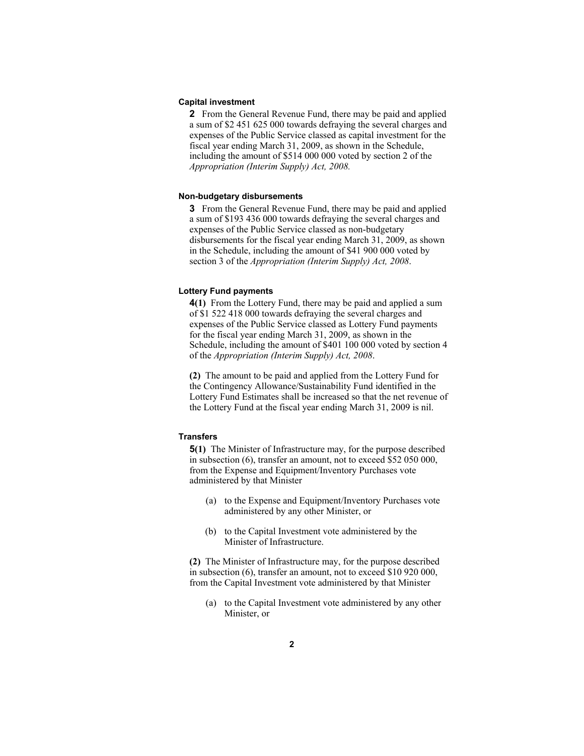**Capital investment**

**2** From the General Revenue Fund, there may be paid and applied a sum of $2 451 625 000 towards defraying the several charges and expenses of the Public Service classed as capital investment for the fiscal year ending March 31, 2009, as shown in the Schedule, including the amount of $514 000 000 voted by section 2 of the *Appropriation (Interim Supply) Act, 2008.*

**Non-budgetary disbursements**

**3** From the General Revenue Fund, there may be paid and applied a sum of $193 436 000 towards defraying the several charges and expenses of the Public Service classed as non-budgetary disbursements for the fiscal year ending March 31, 2009, as shown in the Schedule, including the amount of $41 900 000 voted by section 3 of the *Appropriation (Interim Supply) Act, 2008*.

**Lottery Fund payments**

**4(1)** From the Lottery Fund, there may be paid and applied a sum of $1 522 418 000 towards defraying the several charges and expenses of the Public Service classed as Lottery Fund payments for the fiscal year ending March 31, 2009, as shown in the Schedule, including the amount of $401 100 000 voted by section 4 of the *Appropriation (Interim Supply) Act, 2008*.

**(2)** The amount to be paid and applied from the Lottery Fund for the Contingency Allowance/Sustainability Fund identified in the Lottery Fund Estimates shall be increased so that the net revenue of the Lottery Fund at the fiscal year ending March 31, 2009 is nil.

**Transfers**

**5(1)** The Minister of Infrastructure may, for the purpose described in subsection (6), transfer an amount, not to exceed $52 050 000, from the Expense and Equipment/Inventory Purchases vote administered by that Minister

- (a) to the Expense and Equipment/Inventory Purchases vote administered by any other Minister, or
- (b) to the Capital Investment vote administered by the Minister of Infrastructure.

**(2)** The Minister of Infrastructure may, for the purpose described in subsection (6), transfer an amount, not to exceed $10 920 000, from the Capital Investment vote administered by that Minister

- (a) to the Capital Investment vote administered by any other Minister, or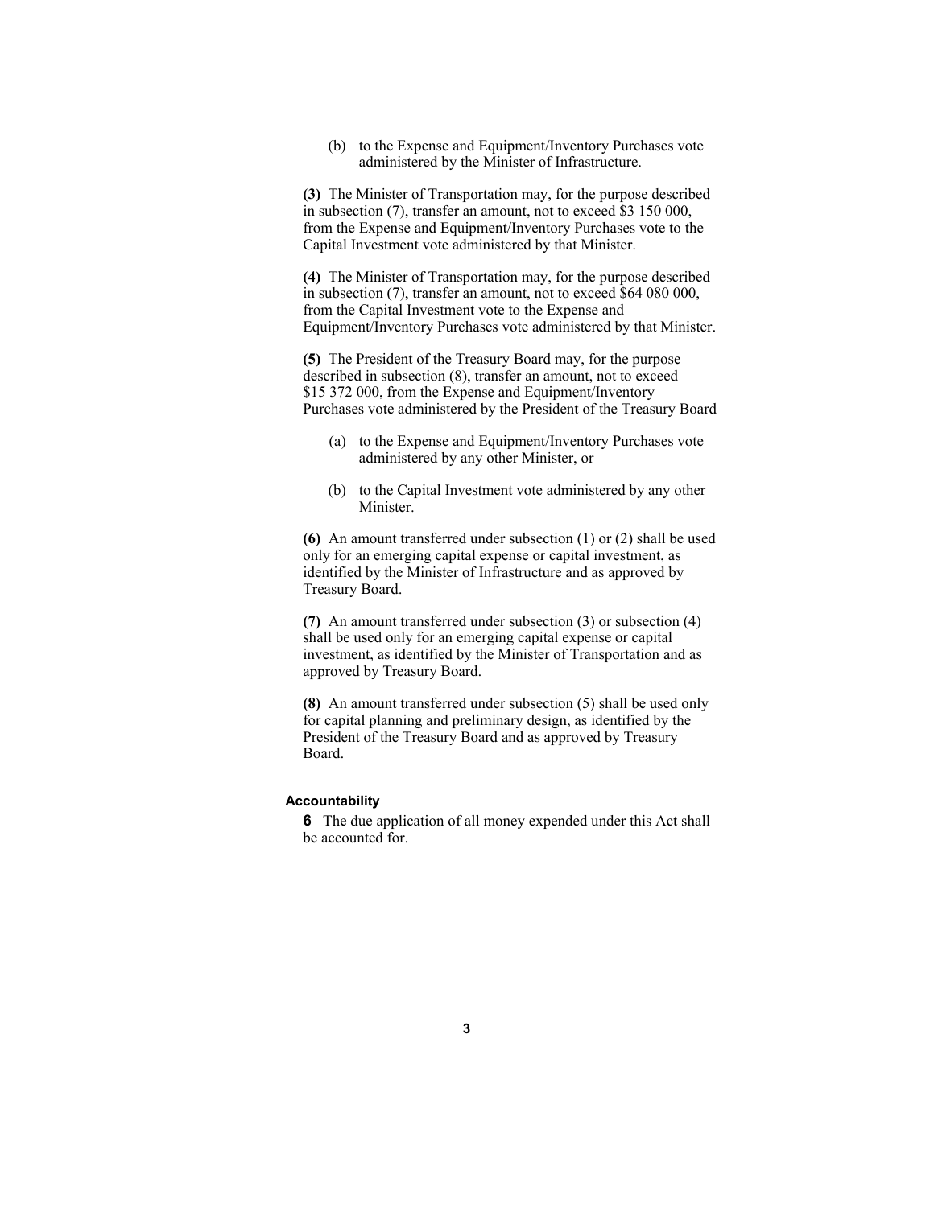(b) to the Expense and Equipment/Inventory Purchases vote administered by the Minister of Infrastructure.

**(3)** The Minister of Transportation may, for the purpose described in subsection (7), transfer an amount, not to exceed $3 150 000, from the Expense and Equipment/Inventory Purchases vote to the Capital Investment vote administered by that Minister.

**(4)** The Minister of Transportation may, for the purpose described in subsection (7), transfer an amount, not to exceed $64 080 000, from the Capital Investment vote to the Expense and Equipment/Inventory Purchases vote administered by that Minister.

**(5)** The President of the Treasury Board may, for the purpose described in subsection (8), transfer an amount, not to exceed $15 372 000, from the Expense and Equipment/Inventory Purchases vote administered by the President of the Treasury Board

(a) to the Expense and Equipment/Inventory Purchases vote administered by any other Minister, or

(b) to the Capital Investment vote administered by any other Minister.

**(6)** An amount transferred under subsection (1) or (2) shall be used only for an emerging capital expense or capital investment, as identified by the Minister of Infrastructure and as approved by Treasury Board.

**(7)** An amount transferred under subsection (3) or subsection (4) shall be used only for an emerging capital expense or capital investment, as identified by the Minister of Transportation and as approved by Treasury Board.

**(8)** An amount transferred under subsection (5) shall be used only for capital planning and preliminary design, as identified by the President of the Treasury Board and as approved by Treasury Board.

#### Accountability

**6** The due application of all money expended under this Act shall be accounted for.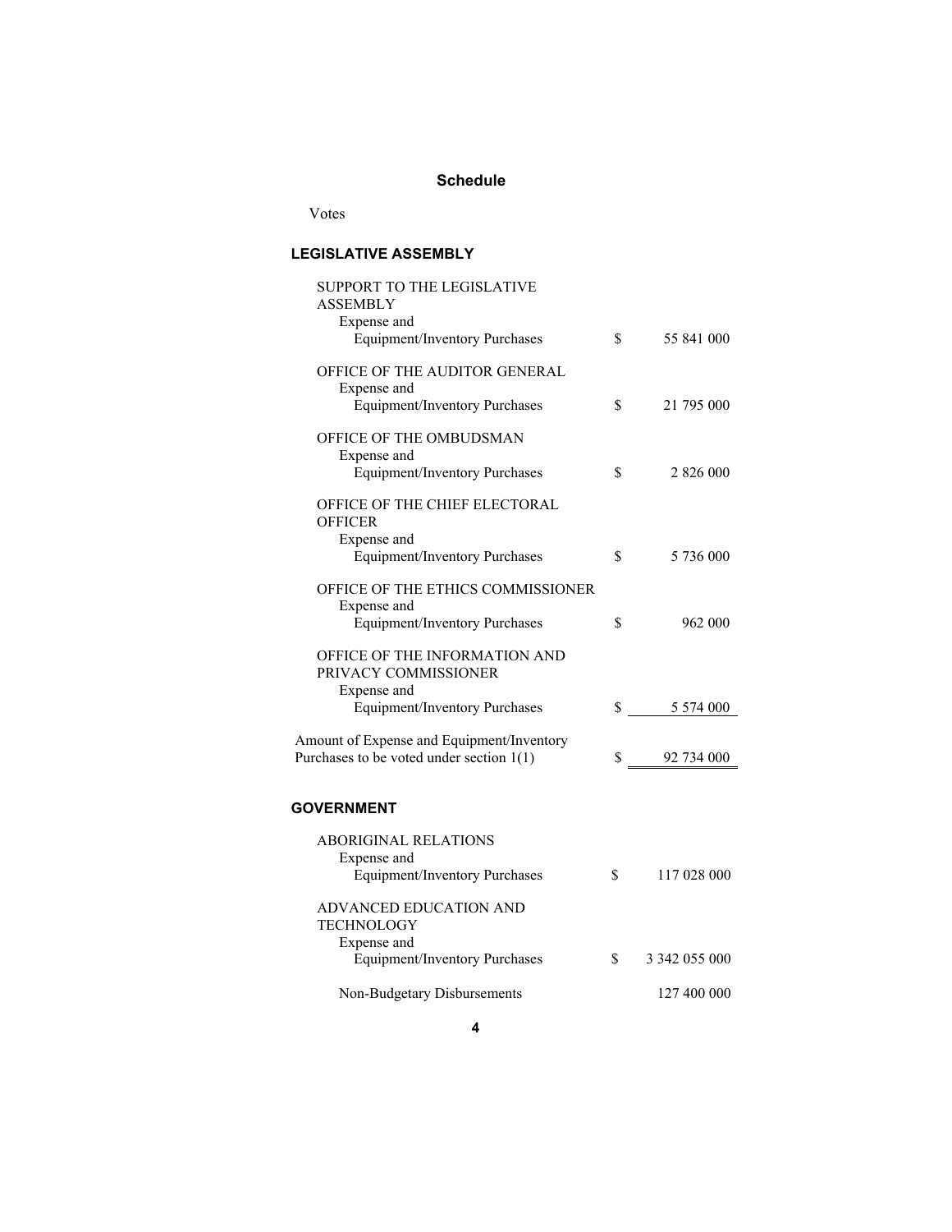## Schedule

Votes

### LEGISLATIVE ASSEMBLY

| | | |
|---|---|---|
| SUPPORT TO THE LEGISLATIVE ASSEMBLY | | |
| Expense and Equipment/Inventory Purchases | $ | 55 841 000 |
| OFFICE OF THE AUDITOR GENERAL | | |
| Expense and Equipment/Inventory Purchases | $ | 21 795 000 |
| OFFICE OF THE OMBUDSMAN | | |
| Expense and Equipment/Inventory Purchases | $ | 2 826 000 |
| OFFICE OF THE CHIEF ELECTORAL OFFICER | | |
| Expense and Equipment/Inventory Purchases | $ | 5 736 000 |
| OFFICE OF THE ETHICS COMMISSIONER | | |
| Expense and Equipment/Inventory Purchases | $ | 962 000 |
| OFFICE OF THE INFORMATION AND PRIVACY COMMISSIONER | | |
| Expense and Equipment/Inventory Purchases | $ | 5 574 000 |
| Amount of Expense and Equipment/Inventory Purchases to be voted under section 1(1) | $ | 92 734 000 |

### GOVERNMENT

| | | |
|---|---|---|
| ABORIGINAL RELATIONS | | |
| Expense and Equipment/Inventory Purchases | $ | 117 028 000 |
| ADVANCED EDUCATION AND TECHNOLOGY | | |
| Expense and Equipment/Inventory Purchases | $ | 3 342 055 000 |
| Non-Budgetary Disbursements | | 127 400 000 |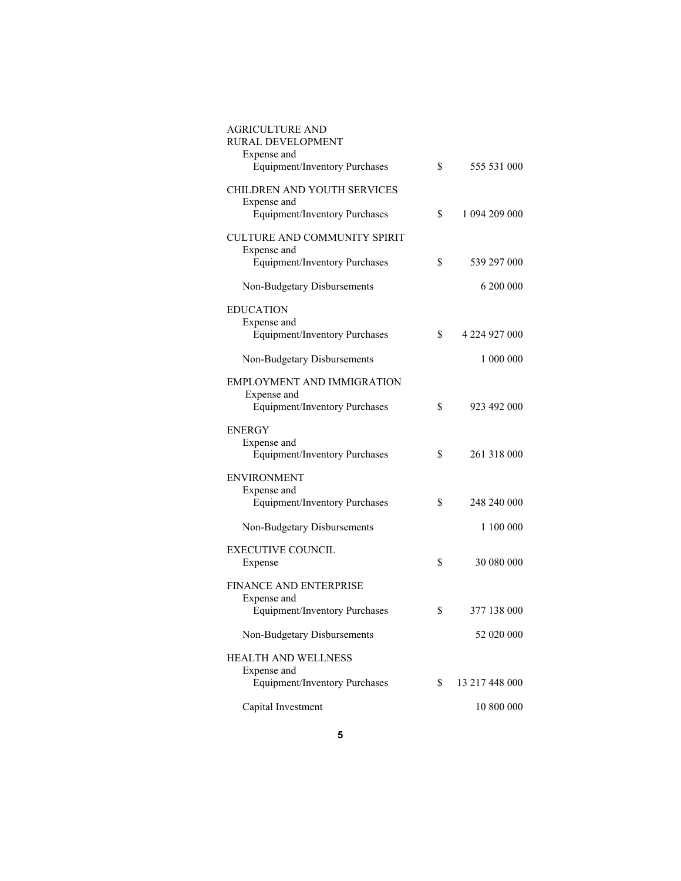AGRICULTURE AND
RURAL DEVELOPMENT

| | | |
|---|---|---|
| Expense and Equipment/Inventory Purchases | $ | 555 531 000 |

CHILDREN AND YOUTH SERVICES

| | | |
|---|---|---|
| Expense and Equipment/Inventory Purchases | $ | 1 094 209 000 |

CULTURE AND COMMUNITY SPIRIT

| | | |
|---|---|---|
| Expense and Equipment/Inventory Purchases | $ | 539 297 000 |
| Non-Budgetary Disbursements | | 6 200 000 |

EDUCATION

| | | |
|---|---|---|
| Expense and Equipment/Inventory Purchases | $ | 4 224 927 000 |
| Non-Budgetary Disbursements | | 1 000 000 |

EMPLOYMENT AND IMMIGRATION

| | | |
|---|---|---|
| Expense and Equipment/Inventory Purchases | $ | 923 492 000 |

ENERGY

| | | |
|---|---|---|
| Expense and Equipment/Inventory Purchases | $ | 261 318 000 |

ENVIRONMENT

| | | |
|---|---|---|
| Expense and Equipment/Inventory Purchases | $ | 248 240 000 |
| Non-Budgetary Disbursements | | 1 100 000 |

EXECUTIVE COUNCIL

| | | |
|---|---|---|
| Expense | $ | 30 080 000 |

FINANCE AND ENTERPRISE

| | | |
|---|---|---|
| Expense and Equipment/Inventory Purchases | $ | 377 138 000 |
| Non-Budgetary Disbursements | | 52 020 000 |

HEALTH AND WELLNESS

| | | |
|---|---|---|
| Expense and Equipment/Inventory Purchases | $ | 13 217 448 000 |
| Capital Investment | | 10 800 000 |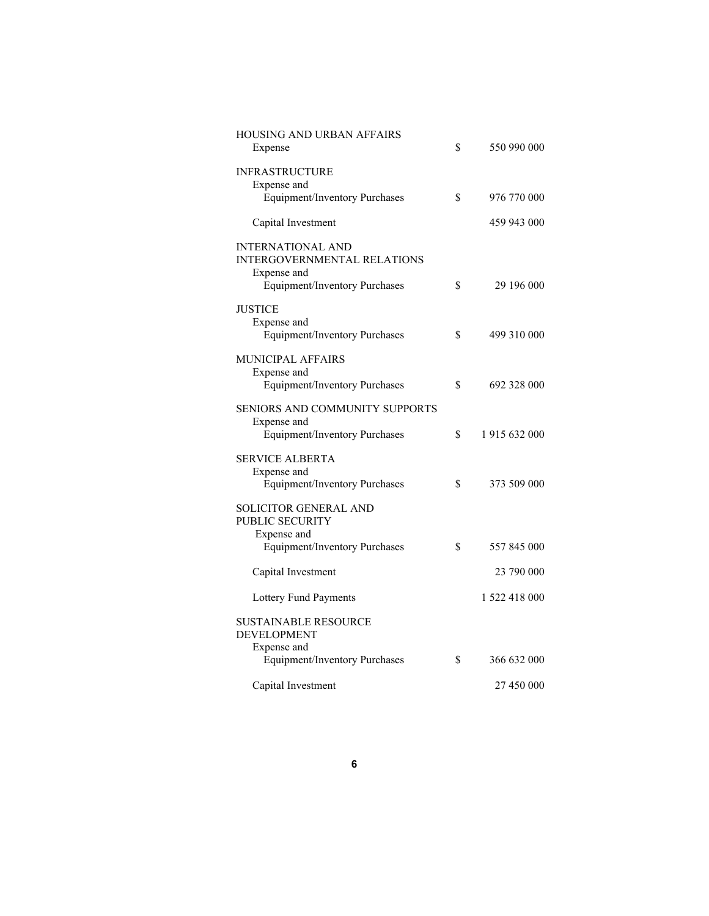| | | |
|---|---|---|
| HOUSING AND URBAN AFFAIRS | | |
| Expense | $ | 550 990 000 |
| INFRASTRUCTURE | | |
| Expense and Equipment/Inventory Purchases | $ | 976 770 000 |
| Capital Investment | | 459 943 000 |
| INTERNATIONAL AND INTERGOVERNMENTAL RELATIONS | | |
| Expense and Equipment/Inventory Purchases | $ | 29 196 000 |
| JUSTICE | | |
| Expense and Equipment/Inventory Purchases | $ | 499 310 000 |
| MUNICIPAL AFFAIRS | | |
| Expense and Equipment/Inventory Purchases | $ | 692 328 000 |
| SENIORS AND COMMUNITY SUPPORTS | | |
| Expense and Equipment/Inventory Purchases | $ | 1 915 632 000 |
| SERVICE ALBERTA | | |
| Expense and Equipment/Inventory Purchases | $ | 373 509 000 |
| SOLICITOR GENERAL AND PUBLIC SECURITY | | |
| Expense and Equipment/Inventory Purchases | $ | 557 845 000 |
| Capital Investment | | 23 790 000 |
| Lottery Fund Payments | | 1 522 418 000 |
| SUSTAINABLE RESOURCE DEVELOPMENT | | |
| Expense and Equipment/Inventory Purchases | $ | 366 632 000 |
| Capital Investment | | 27 450 000 |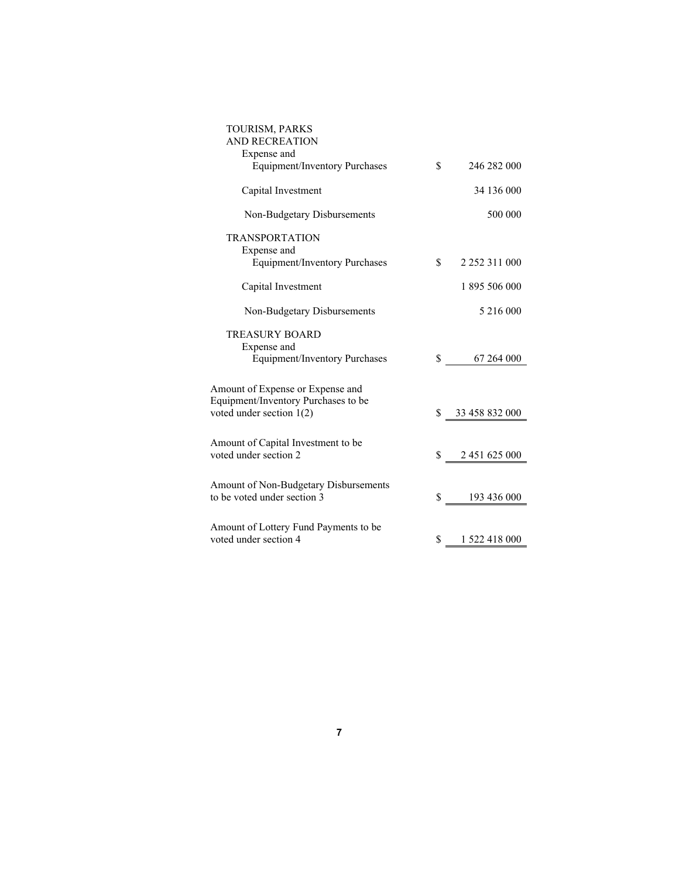| | | |
|---|---|---|
| **TOURISM, PARKS AND RECREATION** | | |
| Expense and Equipment/Inventory Purchases | $ | 246 282 000 |
| Capital Investment | | 34 136 000 |
| Non-Budgetary Disbursements | | 500 000 |
| **TRANSPORTATION** | | |
| Expense and Equipment/Inventory Purchases | $ | 2 252 311 000 |
| Capital Investment | | 1 895 506 000 |
| Non-Budgetary Disbursements | | 5 216 000 |
| **TREASURY BOARD** | | |
| Expense and Equipment/Inventory Purchases | $ | 67 264 000 |
| Amount of Expense or Expense and Equipment/Inventory Purchases to be voted under section 1(2) | $ | 33 458 832 000 |
| Amount of Capital Investment to be voted under section 2 | $ | 2 451 625 000 |
| Amount of Non-Budgetary Disbursements to be voted under section 3 | $ | 193 436 000 |
| Amount of Lottery Fund Payments to be voted under section 4 | $ | 1 522 418 000 |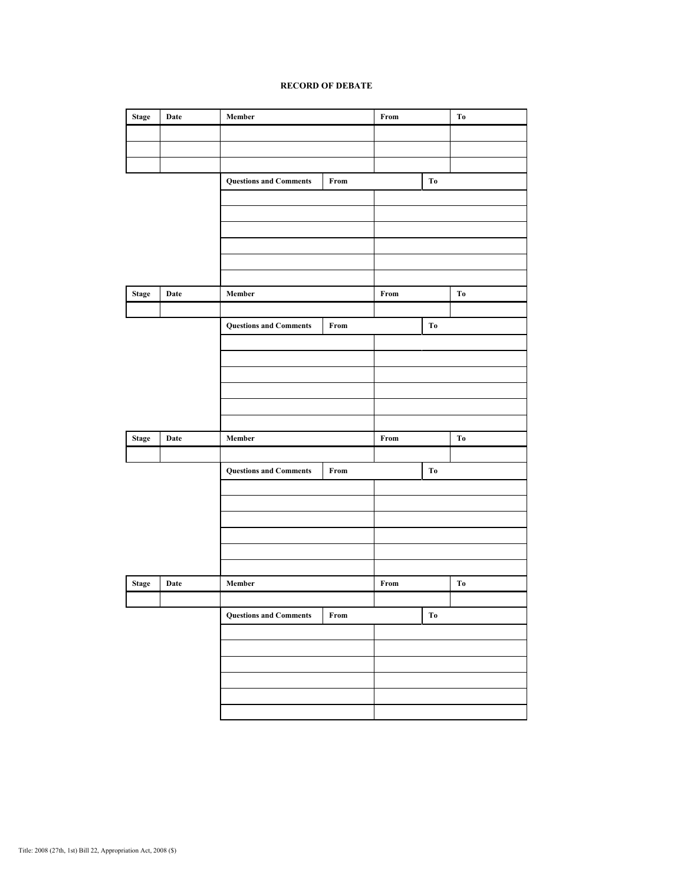**RECORD OF DEBATE**

| Stage | Date | Member | From | To |
|---|---|---|---|---|
| | | | | |
| | | | | |
| | | | | |

| Questions and Comments | From | To |
|---|---|---|
| | | |
| | | |
| | | |
| | | |
| | | |
| | | |

| Stage | Date | Member | From | To |
|---|---|---|---|---|
| | | | | |

| Questions and Comments | From | To |
|---|---|---|
| | | |
| | | |
| | | |
| | | |
| | | |
| | | |

| Stage | Date | Member | From | To |
|---|---|---|---|---|
| | | | | |

| Questions and Comments | From | To |
|---|---|---|
| | | |
| | | |
| | | |
| | | |
| | | |
| | | |

| Stage | Date | Member | From | To |
|---|---|---|---|---|
| | | | | |

| Questions and Comments | From | To |
|---|---|---|
| | | |
| | | |
| | | |
| | | |
| | | |
| | | |